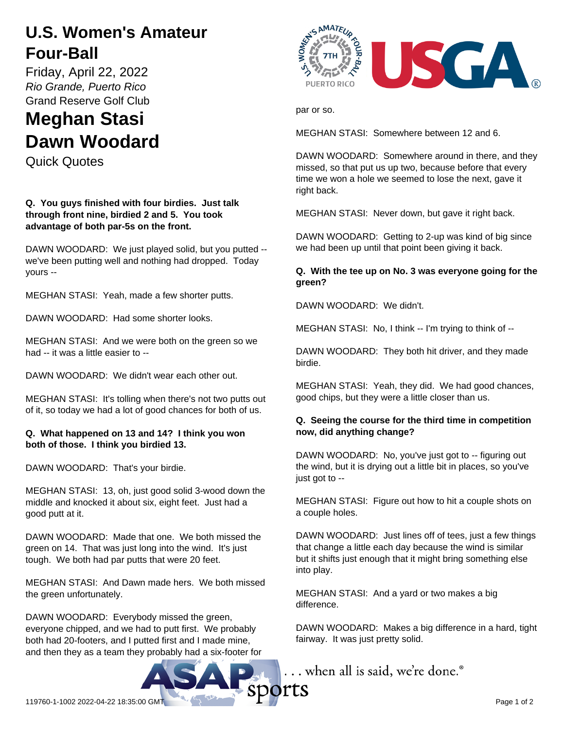# U.S. Women's Amateur Four-Ball

Friday, April 22, 2022

*Rio Grande, Puerto Rico*

Grand Reserve Golf Club

# Meghan Stasi
# Dawn Woodard

Quick Quotes

**Q. You guys finished with four birdies. Just talk through front nine, birdied 2 and 5. You took advantage of both par-5s on the front.**

DAWN WOODARD: We just played solid, but you putted -- we've been putting well and nothing had dropped. Today yours --

MEGHAN STASI: Yeah, made a few shorter putts.

DAWN WOODARD: Had some shorter looks.

MEGHAN STASI: And we were both on the green so we had -- it was a little easier to --

DAWN WOODARD: We didn't wear each other out.

MEGHAN STASI: It's tolling when there's not two putts out of it, so today we had a lot of good chances for both of us.

**Q. What happened on 13 and 14? I think you won both of those. I think you birdied 13.**

DAWN WOODARD: That's your birdie.

MEGHAN STASI: 13, oh, just good solid 3-wood down the middle and knocked it about six, eight feet. Just had a good putt at it.

DAWN WOODARD: Made that one. We both missed the green on 14. That was just long into the wind. It's just tough. We both had par putts that were 20 feet.

MEGHAN STASI: And Dawn made hers. We both missed the green unfortunately.

DAWN WOODARD: Everybody missed the green, everyone chipped, and we had to putt first. We probably both had 20-footers, and I putted first and I made mine, and then they as a team they probably had a six-footer for par or so.

MEGHAN STASI: Somewhere between 12 and 6.

DAWN WOODARD: Somewhere around in there, and they missed, so that put us up two, because before that every time we won a hole we seemed to lose the next, gave it right back.

MEGHAN STASI: Never down, but gave it right back.

DAWN WOODARD: Getting to 2-up was kind of big since we had been up until that point been giving it back.

**Q. With the tee up on No. 3 was everyone going for the green?**

DAWN WOODARD: We didn't.

MEGHAN STASI: No, I think -- I'm trying to think of --

DAWN WOODARD: They both hit driver, and they made birdie.

MEGHAN STASI: Yeah, they did. We had good chances, good chips, but they were a little closer than us.

**Q. Seeing the course for the third time in competition now, did anything change?**

DAWN WOODARD: No, you've just got to -- figuring out the wind, but it is drying out a little bit in places, so you've just got to --

MEGHAN STASI: Figure out how to hit a couple shots on a couple holes.

DAWN WOODARD: Just lines off of tees, just a few things that change a little each day because the wind is similar but it shifts just enough that it might bring something else into play.

MEGHAN STASI: And a yard or two makes a big difference.

DAWN WOODARD: Makes a big difference in a hard, tight fairway. It was just pretty solid.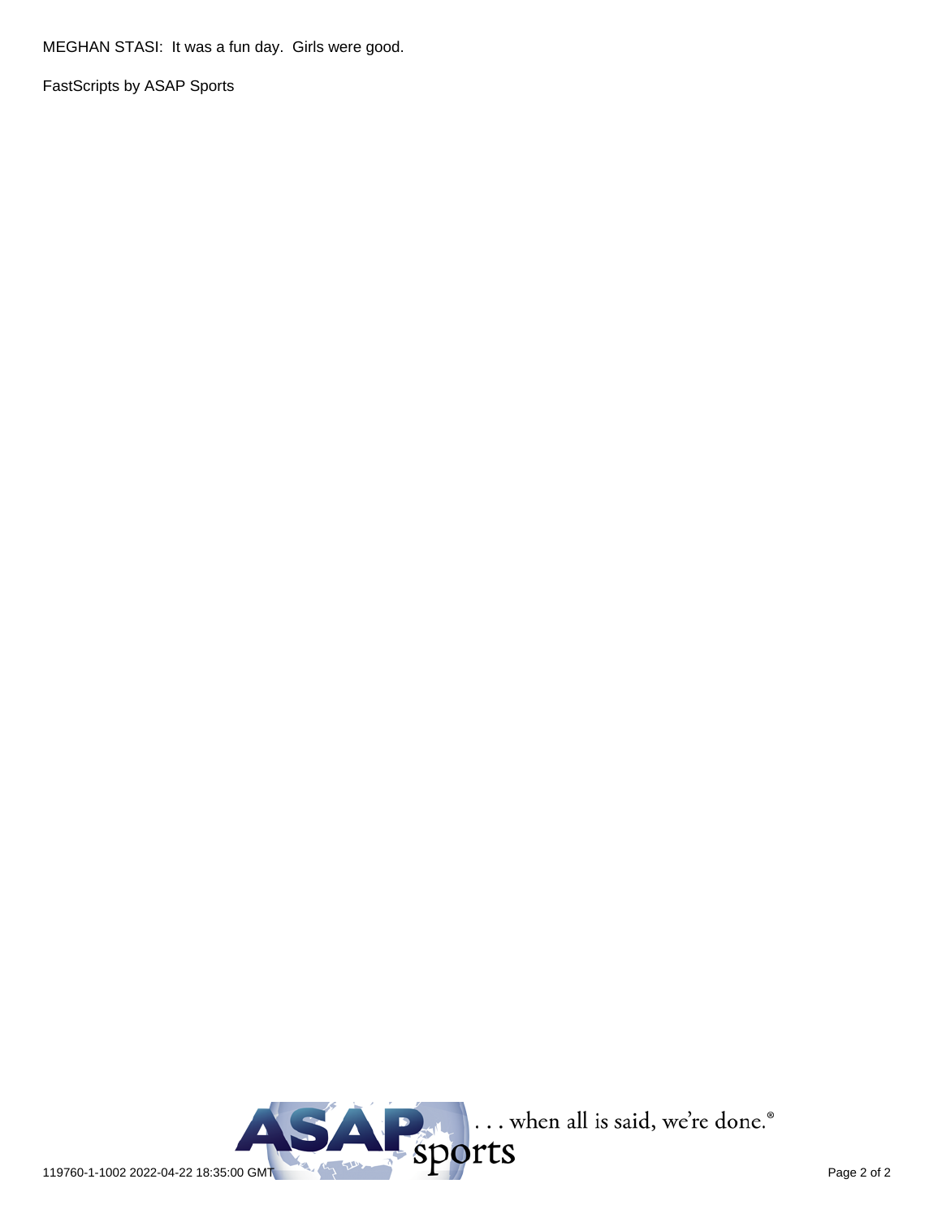MEGHAN STASI: It was a fun day. Girls were good.

FastScripts by ASAP Sports